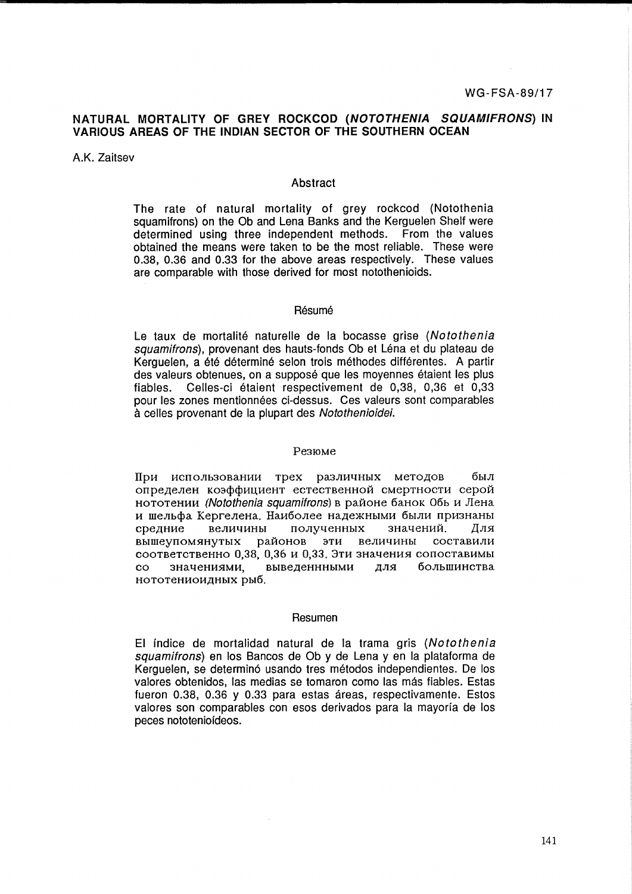WG-FSA-89/17

# NATURAL MORTALITY OF GREY ROCKCOD (*NOTOTHENIA SQUAMIFRONS*) IN VARIOUS AREAS OF THE INDIAN SECTOR OF THE SOUTHERN OCEAN

A.K. Zaitsev

## Abstract

The rate of natural mortality of grey rockcod (Notothenia squamifrons) on the Ob and Lena Banks and the Kerguelen Shelf were determined using three independent methods. From the values obtained the means were taken to be the most reliable. These were 0.38, 0.36 and 0.33 for the above areas respectively. These values are comparable with those derived for most notothenioids.

## Résumé

Le taux de mortalité naturelle de la bocasse grise (*Notothenia squamifrons*), provenant des hauts-fonds Ob et Léna et du plateau de Kerguelen, a été déterminé selon trois méthodes différentes. A partir des valeurs obtenues, on a supposé que les moyennes étaient les plus fiables. Celles-ci étaient respectivement de 0,38, 0,36 et 0,33 pour les zones mentionnées ci-dessus. Ces valeurs sont comparables à celles provenant de la plupart des *Notothenioidei*.

## Резюме

При использовании трех различных методов был определен коэффициент естественной смертности серой нототении (*Notothenia squamifrons*) в районе банок Обь и Лена и шельфа Кергелена. Наиболее надежными были признаны средние величины полученных значений. Для вышеупомянутых районов эти величины составили соответственно 0,38, 0,36 и 0,33. Эти значения сопоставимы со значениями, выведеннными для большинства нототениоидных рыб.

## Resumen

El índice de mortalidad natural de la trama gris (*Notothenia squamifrons*) en los Bancos de Ob y de Lena y en la plataforma de Kerguelen, se determinó usando tres métodos independientes. De los valores obtenidos, las medias se tomaron como las más fiables. Estas fueron 0.38, 0.36 y 0.33 para estas áreas, respectivamente. Estos valores son comparables con esos derivados para la mayoría de los peces nototenioídeos.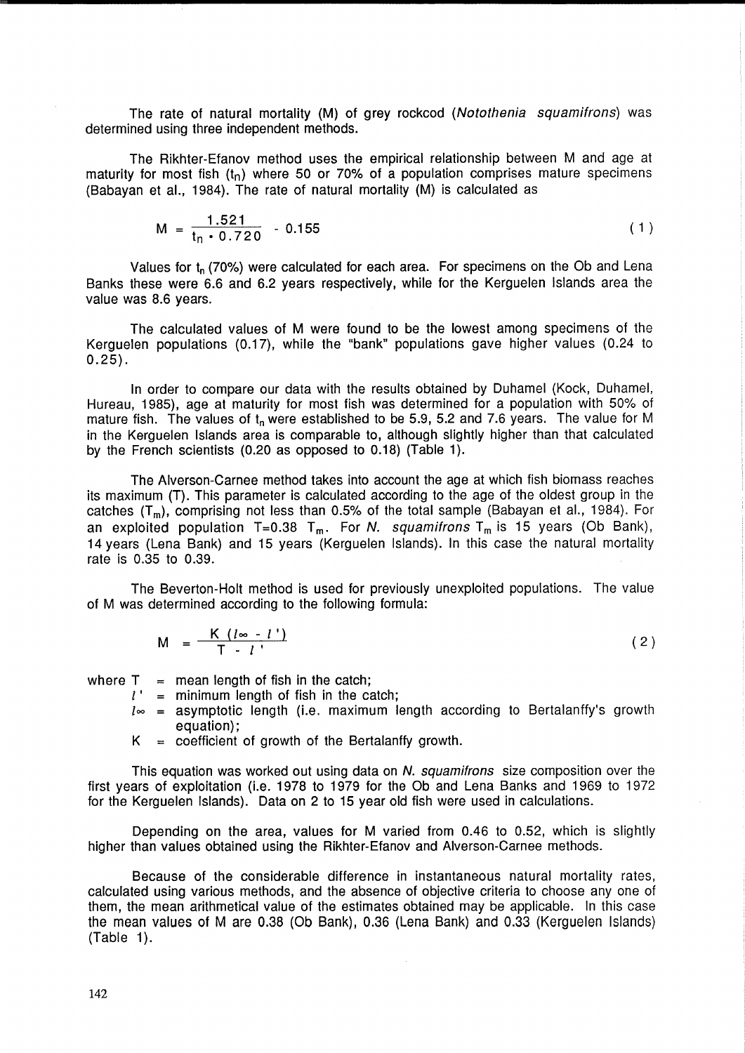The rate of natural mortality (M) of grey rockcod (*Notothenia squamifrons*) was determined using three independent methods.

The Rikhter-Efanov method uses the empirical relationship between M and age at maturity for most fish ($t_n$) where 50 or 70% of a population comprises mature specimens (Babayan et al., 1984). The rate of natural mortality (M) is calculated as

$$M = \frac{1.521}{t_n \cdot 0.720} - 0.155 \tag{1}$$

Values for $t_n$ (70%) were calculated for each area. For specimens on the Ob and Lena Banks these were 6.6 and 6.2 years respectively, while for the Kerguelen Islands area the value was 8.6 years.

The calculated values of M were found to be the lowest among specimens of the Kerguelen populations (0.17), while the "bank" populations gave higher values (0.24 to 0.25).

In order to compare our data with the results obtained by Duhamel (Kock, Duhamel, Hureau, 1985), age at maturity for most fish was determined for a population with 50% of mature fish. The values of $t_n$ were established to be 5.9, 5.2 and 7.6 years. The value for M in the Kerguelen Islands area is comparable to, although slightly higher than that calculated by the French scientists (0.20 as opposed to 0.18) (Table 1).

The Alverson-Carnee method takes into account the age at which fish biomass reaches its maximum (T). This parameter is calculated according to the age of the oldest group in the catches ($T_m$), comprising not less than 0.5% of the total sample (Babayan et al., 1984). For an exploited population $T=0.38\ T_m$. For *N. squamifrons* $T_m$ is 15 years (Ob Bank), 14 years (Lena Bank) and 15 years (Kerguelen Islands). In this case the natural mortality rate is 0.35 to 0.39.

The Beverton-Holt method is used for previously unexploited populations. The value of M was determined according to the following formula:

$$M = \frac{K\,(l_\infty - l')}{T - l'} \tag{2}$$

where $T$ = mean length of fish in the catch;
$l'$ = minimum length of fish in the catch;
$l_\infty$ = asymptotic length (i.e. maximum length according to Bertalanffy's growth equation);
$K$ = coefficient of growth of the Bertalanffy growth.

This equation was worked out using data on *N. squamifrons* size composition over the first years of exploitation (i.e. 1978 to 1979 for the Ob and Lena Banks and 1969 to 1972 for the Kerguelen Islands). Data on 2 to 15 year old fish were used in calculations.

Depending on the area, values for M varied from 0.46 to 0.52, which is slightly higher than values obtained using the Rikhter-Efanov and Alverson-Carnee methods.

Because of the considerable difference in instantaneous natural mortality rates, calculated using various methods, and the absence of objective criteria to choose any one of them, the mean arithmetical value of the estimates obtained may be applicable. In this case the mean values of M are 0.38 (Ob Bank), 0.36 (Lena Bank) and 0.33 (Kerguelen Islands) (Table 1).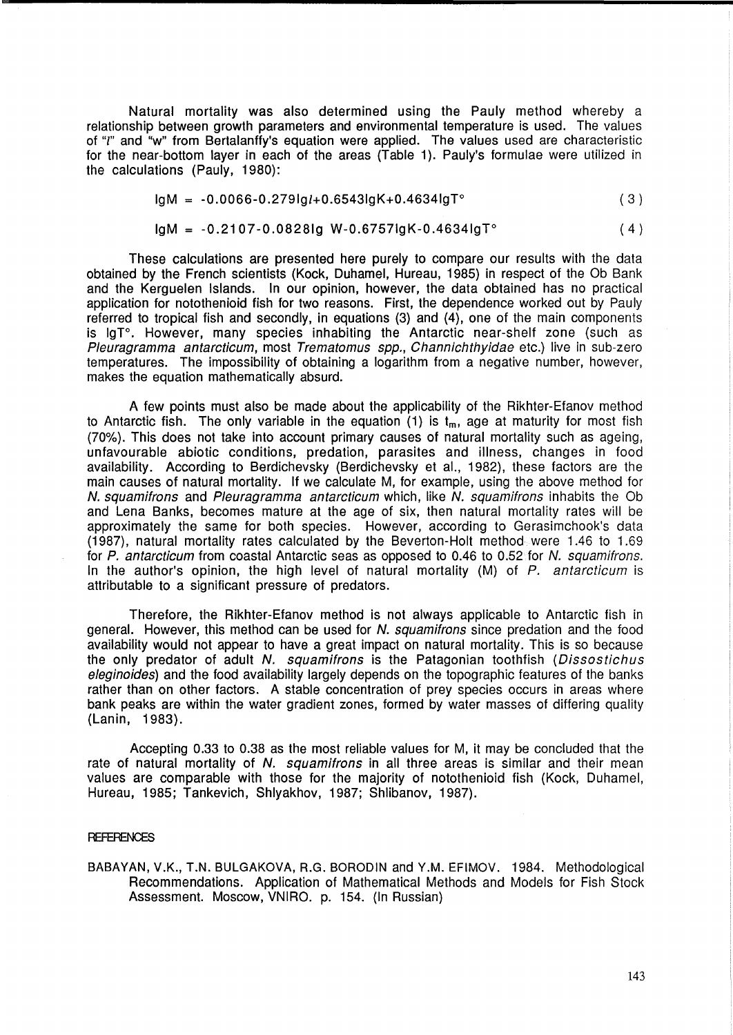Natural mortality was also determined using the Pauly method whereby a relationship between growth parameters and environmental temperature is used. The values of "$l$" and "w" from Bertalanffy's equation were applied. The values used are characteristic for the near-bottom layer in each of the areas (Table 1). Pauly's formulae were utilized in the calculations (Pauly, 1980):

$$\lg M = -0.0066 - 0.279 \lg l + 0.6543 \lg K + 0.4634 \lg T^{\circ} \quad (3)$$

$$\lg M = -0.2107 - 0.0828 \lg W - 0.6757 \lg K - 0.4634 \lg T^{\circ} \quad (4)$$

These calculations are presented here purely to compare our results with the data obtained by the French scientists (Kock, Duhamel, Hureau, 1985) in respect of the Ob Bank and the Kerguelen Islands. In our opinion, however, the data obtained has no practical application for notothenioid fish for two reasons. First, the dependence worked out by Pauly referred to tropical fish and secondly, in equations (3) and (4), one of the main components is $\lg T^{\circ}$. However, many species inhabiting the Antarctic near-shelf zone (such as *Pleuragramma antarcticum*, most *Trematomus spp.*, *Channichthyidae* etc.) live in sub-zero temperatures. The impossibility of obtaining a logarithm from a negative number, however, makes the equation mathematically absurd.

A few points must also be made about the applicability of the Rikhter-Efanov method to Antarctic fish. The only variable in the equation (1) is $t_m$, age at maturity for most fish (70%). This does not take into account primary causes of natural mortality such as ageing, unfavourable abiotic conditions, predation, parasites and illness, changes in food availability. According to Berdichevsky (Berdichevsky et al., 1982), these factors are the main causes of natural mortality. If we calculate M, for example, using the above method for *N. squamifrons* and *Pleuragramma antarcticum* which, like *N. squamifrons* inhabits the Ob and Lena Banks, becomes mature at the age of six, then natural mortality rates will be approximately the same for both species. However, according to Gerasimchook's data (1987), natural mortality rates calculated by the Beverton-Holt method were 1.46 to 1.69 for *P. antarcticum* from coastal Antarctic seas as opposed to 0.46 to 0.52 for *N. squamifrons*. In the author's opinion, the high level of natural mortality (M) of *P. antarcticum* is attributable to a significant pressure of predators.

Therefore, the Rikhter-Efanov method is not always applicable to Antarctic fish in general. However, this method can be used for *N. squamifrons* since predation and the food availability would not appear to have a great impact on natural mortality. This is so because the only predator of adult *N. squamifrons* is the Patagonian toothfish (*Dissostichus eleginoides*) and the food availability largely depends on the topographic features of the banks rather than on other factors. A stable concentration of prey species occurs in areas where bank peaks are within the water gradient zones, formed by water masses of differing quality (Lanin, 1983).

Accepting 0.33 to 0.38 as the most reliable values for M, it may be concluded that the rate of natural mortality of *N. squamifrons* in all three areas is similar and their mean values are comparable with those for the majority of notothenioid fish (Kock, Duhamel, Hureau, 1985; Tankevich, Shlyakhov, 1987; Shlibanov, 1987).

## REFERENCES

BABAYAN, V.K., T.N. BULGAKOVA, R.G. BORODIN and Y.M. EFIMOV. 1984. Methodological Recommendations. Application of Mathematical Methods and Models for Fish Stock Assessment. Moscow, VNIRO. p. 154. (In Russian)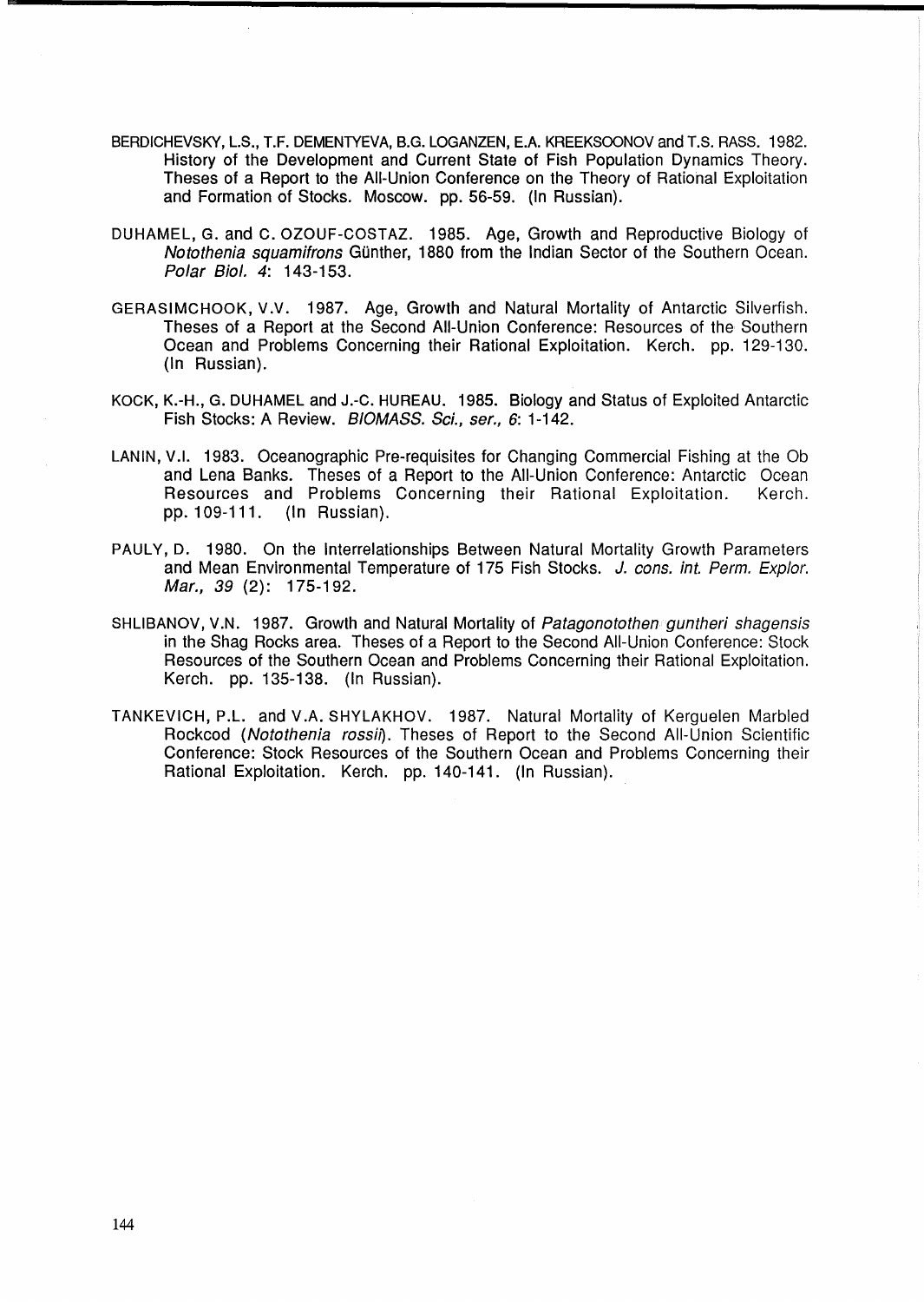BERDICHEVSKY, L.S., T.F. DEMENTYEVA, B.G. LOGANZEN, E.A. KREEKSOONOV and T.S. RASS. 1982. History of the Development and Current State of Fish Population Dynamics Theory. Theses of a Report to the All-Union Conference on the Theory of Rational Exploitation and Formation of Stocks. Moscow. pp. 56-59. (In Russian).

DUHAMEL, G. and C. OZOUF-COSTAZ. 1985. Age, Growth and Reproductive Biology of *Notothenia squamifrons* Günther, 1880 from the Indian Sector of the Southern Ocean. *Polar Biol. 4*: 143-153.

GERASIMCHOOK, V.V. 1987. Age, Growth and Natural Mortality of Antarctic Silverfish. Theses of a Report at the Second All-Union Conference: Resources of the Southern Ocean and Problems Concerning their Rational Exploitation. Kerch. pp. 129-130. (In Russian).

KOCK, K.-H., G. DUHAMEL and J.-C. HUREAU. 1985. Biology and Status of Exploited Antarctic Fish Stocks: A Review. *BIOMASS. Sci., ser., 6*: 1-142.

LANIN, V.I. 1983. Oceanographic Pre-requisites for Changing Commercial Fishing at the Ob and Lena Banks. Theses of a Report to the All-Union Conference: Antarctic Ocean Resources and Problems Concerning their Rational Exploitation. Kerch. pp. 109-111. (In Russian).

PAULY, D. 1980. On the Interrelationships Between Natural Mortality Growth Parameters and Mean Environmental Temperature of 175 Fish Stocks. *J. cons. int. Perm. Explor. Mar., 39* (2): 175-192.

SHLIBANOV, V.N. 1987. Growth and Natural Mortality of *Patagonotothen guntheri shagensis* in the Shag Rocks area. Theses of a Report to the Second All-Union Conference: Stock Resources of the Southern Ocean and Problems Concerning their Rational Exploitation. Kerch. pp. 135-138. (In Russian).

TANKEVICH, P.L. and V.A. SHYLAKHOV. 1987. Natural Mortality of Kerguelen Marbled Rockcod (*Notothenia rossii*). Theses of Report to the Second All-Union Scientific Conference: Stock Resources of the Southern Ocean and Problems Concerning their Rational Exploitation. Kerch. pp. 140-141. (In Russian).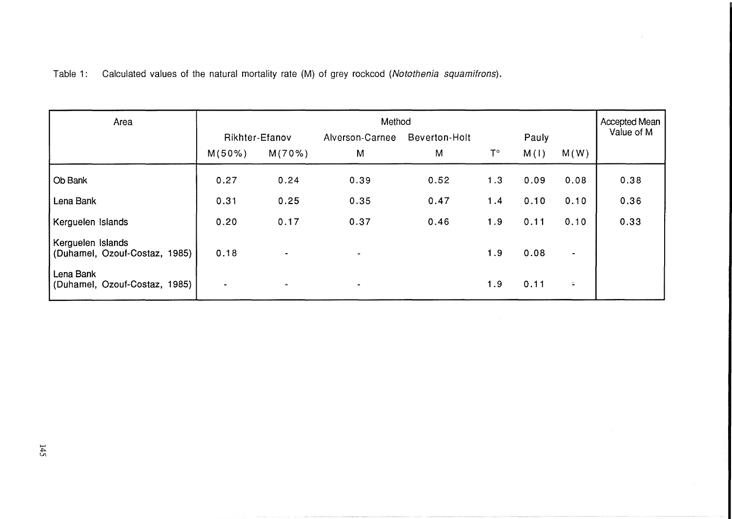Table 1: Calculated values of the natural mortality rate (M) of grey rockcod (*Notothenia squamifrons*).

| Area | Method | | | | | | | Accepted Mean Value of M |
|---|---|---|---|---|---|---|---|---|
| | Rikhter-Efanov | | Alverson-Carnee | Beverton-Holt | Pauly | | | |
| | M(50%) | M(70%) | M | M | T° | M(I) | M(W) | |
| Ob Bank | 0.27 | 0.24 | 0.39 | 0.52 | 1.3 | 0.09 | 0.08 | 0.38 |
| Lena Bank | 0.31 | 0.25 | 0.35 | 0.47 | 1.4 | 0.10 | 0.10 | 0.36 |
| Kerguelen Islands | 0.20 | 0.17 | 0.37 | 0.46 | 1.9 | 0.11 | 0.10 | 0.33 |
| Kerguelen Islands (Duhamel, Ozouf-Costaz, 1985) | 0.18 | - | - | | 1.9 | 0.08 | - | |
| Lena Bank (Duhamel, Ozouf-Costaz, 1985) | - | - | - | | 1.9 | 0.11 | - | |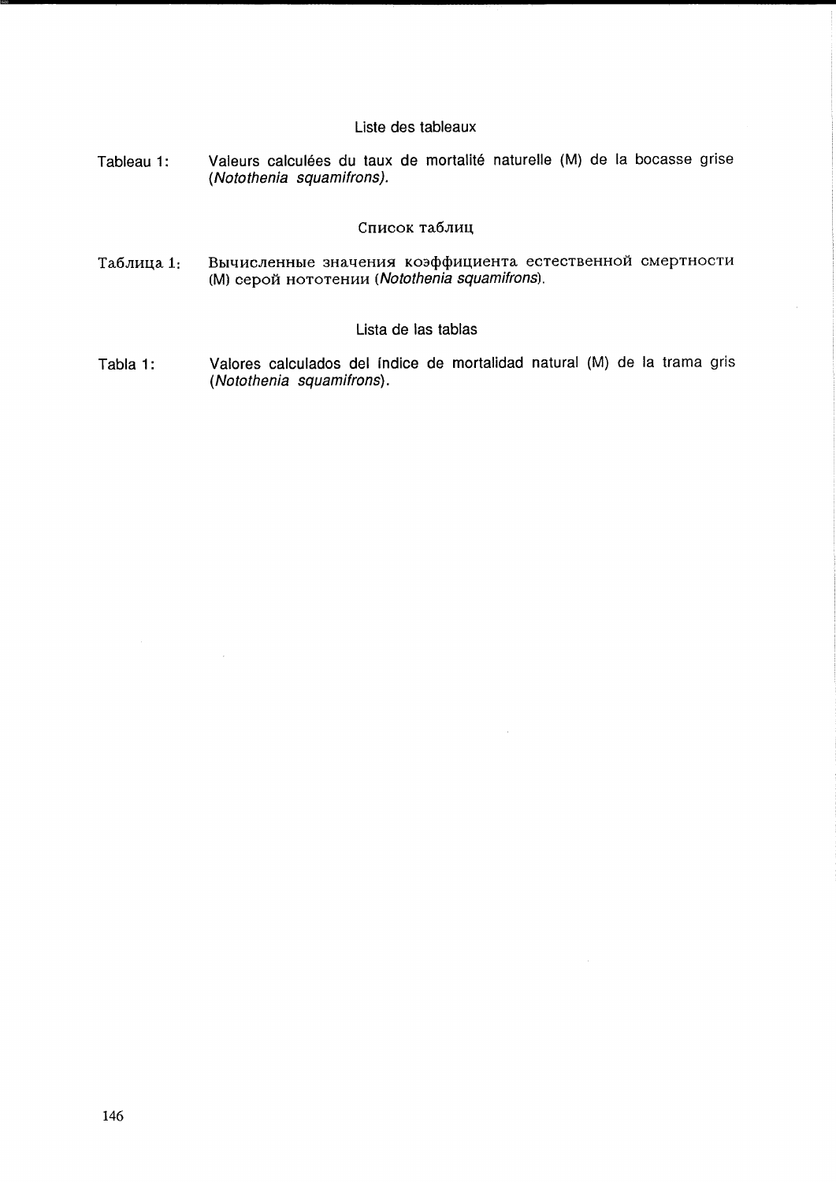## Liste des tableaux

Tableau 1: Valeurs calculées du taux de mortalité naturelle (M) de la bocasse grise (*Notothenia squamifrons*).

## Список таблиц

Таблица 1: Вычисленные значения коэффициента естественной смертности (M) серой нототении (*Notothenia squamifrons*).

## Lista de las tablas

Tabla 1: Valores calculados del índice de mortalidad natural (M) de la trama gris (*Notothenia squamifrons*).